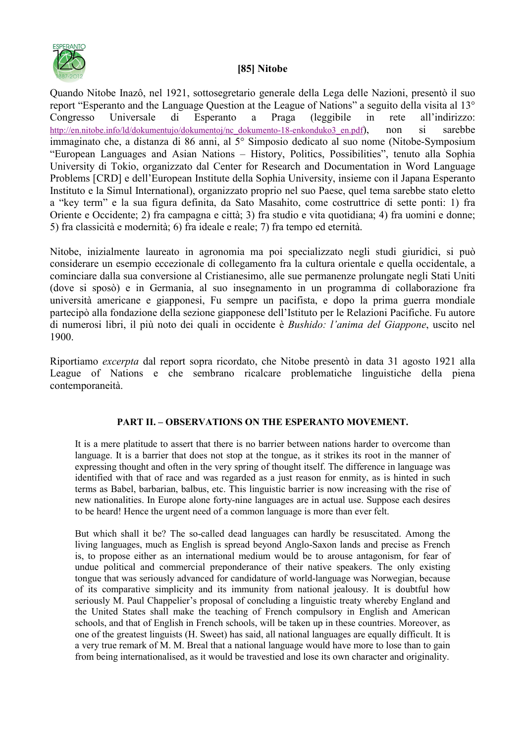# [85] Nitobe

Quando Nitobe Inazô, nel 1921, sottosegretario generale della Lega delle Nazioni, presentò il suo report "Esperanto and the Language Question at the League of Nations" a seguito della visita al 13° Congresso Universale di Esperanto a Praga (leggibile in rete all'indirizzo: http://en.nitobe.info/ld/dokumentujo/dokumentoj/nc_dokumento-18-enkonduko3_en.pdf), non si sarebbe immaginato che, a distanza di 86 anni, al 5° Simposio dedicato al suo nome (Nitobe-Symposium "European Languages and Asian Nations – History, Politics, Possibilities", tenuto alla Sophia University di Tokio, organizzato dal Center for Research and Documentation in Word Language Problems [CRD] e dell'European Institute della Sophia University, insieme con il Japana Esperanto Instituto e la Simul International), organizzato proprio nel suo Paese, quel tema sarebbe stato eletto a "key term" e la sua figura definita, da Sato Masahito, come costruttrice di sette ponti: 1) fra Oriente e Occidente; 2) fra campagna e città; 3) fra studio e vita quotidiana; 4) fra uomini e donne; 5) fra classicità e modernità; 6) fra ideale e reale; 7) fra tempo ed eternità.

Nitobe, inizialmente laureato in agronomia ma poi specializzato negli studi giuridici, si può considerare un esempio eccezionale di collegamento fra la cultura orientale e quella occidentale, a cominciare dalla sua conversione al Cristianesimo, alle sue permanenze prolungate negli Stati Uniti (dove si sposò) e in Germania, al suo insegnamento in un programma di collaborazione fra università americane e giapponesi, Fu sempre un pacifista, e dopo la prima guerra mondiale partecipò alla fondazione della sezione giapponese dell'Istituto per le Relazioni Pacifiche. Fu autore di numerosi libri, il più noto dei quali in occidente è *Bushido: l'anima del Giappone*, uscito nel 1900.

Riportiamo *excerpta* dal report sopra ricordato, che Nitobe presentò in data 31 agosto 1921 alla League of Nations e che sembrano ricalcare problematiche linguistiche della piena contemporaneità.

## PART II. – OBSERVATIONS ON THE ESPERANTO MOVEMENT.

> It is a mere platitude to assert that there is no barrier between nations harder to overcome than language. It is a barrier that does not stop at the tongue, as it strikes its root in the manner of expressing thought and often in the very spring of thought itself. The difference in language was identified with that of race and was regarded as a just reason for enmity, as is hinted in such terms as Babel, barbarian, balbus, etc. This linguistic barrier is now increasing with the rise of new nationalities. In Europe alone forty-nine languages are in actual use. Suppose each desires to be heard! Hence the urgent need of a common language is more than ever felt.
>
> But which shall it be? The so-called dead languages can hardly be resuscitated. Among the living languages, much as English is spread beyond Anglo-Saxon lands and precise as French is, to propose either as an international medium would be to arouse antagonism, for fear of undue political and commercial preponderance of their native speakers. The only existing tongue that was seriously advanced for candidature of world-language was Norwegian, because of its comparative simplicity and its immunity from national jealousy. It is doubtful how seriously M. Paul Chappelier's proposal of concluding a linguistic treaty whereby England and the United States shall make the teaching of French compulsory in English and American schools, and that of English in French schools, will be taken up in these countries. Moreover, as one of the greatest linguists (H. Sweet) has said, all national languages are equally difficult. It is a very true remark of M. M. Breal that a national language would have more to lose than to gain from being internationalised, as it would be travestied and lose its own character and originality.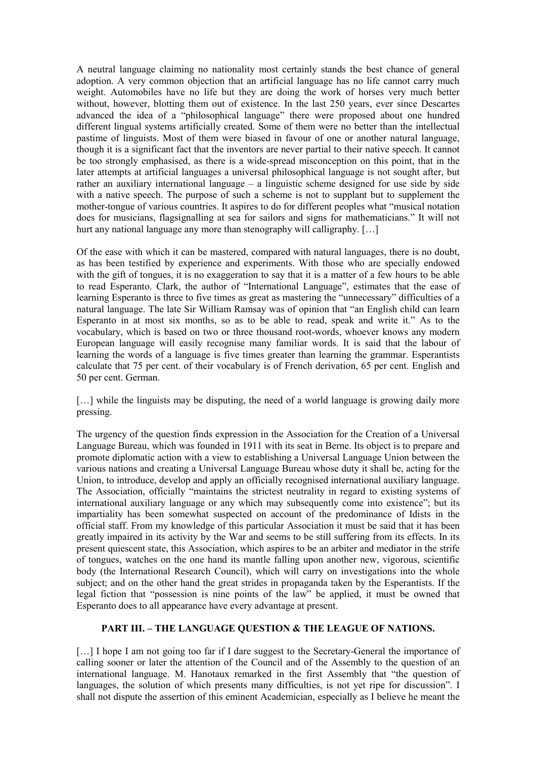A neutral language claiming no nationality most certainly stands the best chance of general adoption. A very common objection that an artificial language has no life cannot carry much weight. Automobiles have no life but they are doing the work of horses very much better without, however, blotting them out of existence. In the last 250 years, ever since Descartes advanced the idea of a "philosophical language" there were proposed about one hundred different lingual systems artificially created. Some of them were no better than the intellectual pastime of linguists. Most of them were biased in favour of one or another natural language, though it is a significant fact that the inventors are never partial to their native speech. It cannot be too strongly emphasised, as there is a wide-spread misconception on this point, that in the later attempts at artificial languages a universal philosophical language is not sought after, but rather an auxiliary international language – a linguistic scheme designed for use side by side with a native speech. The purpose of such a scheme is not to supplant but to supplement the mother-tongue of various countries. It aspires to do for different peoples what "musical notation does for musicians, flagsignalling at sea for sailors and signs for mathematicians." It will not hurt any national language any more than stenography will calligraphy. […]

Of the ease with which it can be mastered, compared with natural languages, there is no doubt, as has been testified by experience and experiments. With those who are specially endowed with the gift of tongues, it is no exaggeration to say that it is a matter of a few hours to be able to read Esperanto. Clark, the author of "International Language", estimates that the ease of learning Esperanto is three to five times as great as mastering the "unnecessary" difficulties of a natural language. The late Sir William Ramsay was of opinion that "an English child can learn Esperanto in at most six months, so as to be able to read, speak and write it." As to the vocabulary, which is based on two or three thousand root-words, whoever knows any modern European language will easily recognise many familiar words. It is said that the labour of learning the words of a language is five times greater than learning the grammar. Esperantists calculate that 75 per cent. of their vocabulary is of French derivation, 65 per cent. English and 50 per cent. German.

[…] while the linguists may be disputing, the need of a world language is growing daily more pressing.

The urgency of the question finds expression in the Association for the Creation of a Universal Language Bureau, which was founded in 1911 with its seat in Berne. Its object is to prepare and promote diplomatic action with a view to establishing a Universal Language Union between the various nations and creating a Universal Language Bureau whose duty it shall be, acting for the Union, to introduce, develop and apply an officially recognised international auxiliary language. The Association, officially "maintains the strictest neutrality in regard to existing systems of international auxiliary language or any which may subsequently come into existence"; but its impartiality has been somewhat suspected on account of the predominance of Idists in the official staff. From my knowledge of this particular Association it must be said that it has been greatly impaired in its activity by the War and seems to be still suffering from its effects. In its present quiescent state, this Association, which aspires to be an arbiter and mediator in the strife of tongues, watches on the one hand its mantle falling upon another new, vigorous, scientific body (the International Research Council), which will carry on investigations into the whole subject; and on the other hand the great strides in propaganda taken by the Esperantists. If the legal fiction that "possession is nine points of the law" be applied, it must be owned that Esperanto does to all appearance have every advantage at present.

## PART III. – THE LANGUAGE QUESTION & THE LEAGUE OF NATIONS.

[…] I hope I am not going too far if I dare suggest to the Secretary-General the importance of calling sooner or later the attention of the Council and of the Assembly to the question of an international language. M. Hanotaux remarked in the first Assembly that "the question of languages, the solution of which presents many difficulties, is not yet ripe for discussion". I shall not dispute the assertion of this eminent Academician, especially as I believe he meant the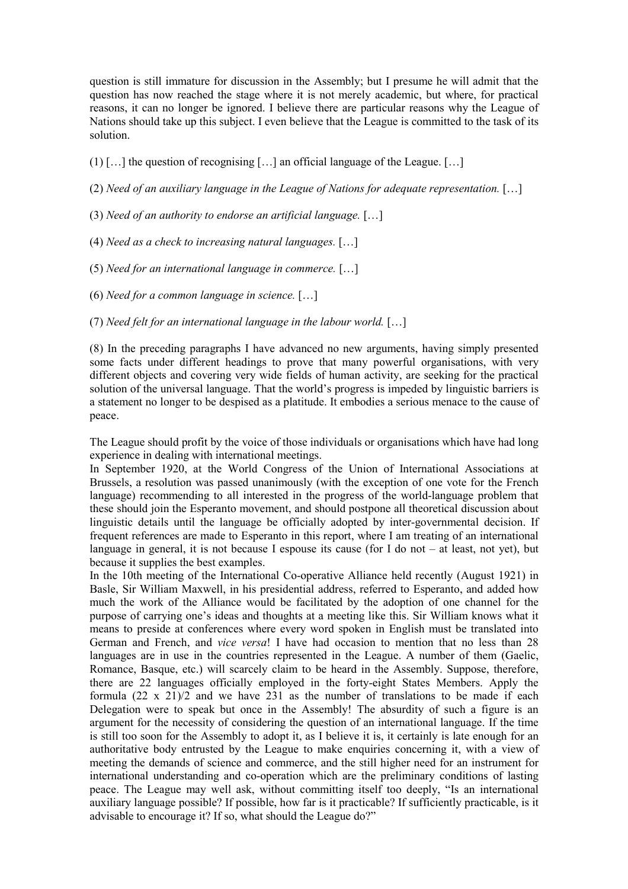question is still immature for discussion in the Assembly; but I presume he will admit that the question has now reached the stage where it is not merely academic, but where, for practical reasons, it can no longer be ignored. I believe there are particular reasons why the League of Nations should take up this subject. I even believe that the League is committed to the task of its solution.

(1) […] the question of recognising […] an official language of the League. […]

(2) *Need of an auxiliary language in the League of Nations for adequate representation.* […]

(3) *Need of an authority to endorse an artificial language.* […]

(4) *Need as a check to increasing natural languages.* […]

(5) *Need for an international language in commerce.* […]

(6) *Need for a common language in science.* […]

(7) *Need felt for an international language in the labour world.* […]

(8) In the preceding paragraphs I have advanced no new arguments, having simply presented some facts under different headings to prove that many powerful organisations, with very different objects and covering very wide fields of human activity, are seeking for the practical solution of the universal language. That the world's progress is impeded by linguistic barriers is a statement no longer to be despised as a platitude. It embodies a serious menace to the cause of peace.

The League should profit by the voice of those individuals or organisations which have had long experience in dealing with international meetings.
In September 1920, at the World Congress of the Union of International Associations at Brussels, a resolution was passed unanimously (with the exception of one vote for the French language) recommending to all interested in the progress of the world-language problem that these should join the Esperanto movement, and should postpone all theoretical discussion about linguistic details until the language be officially adopted by inter-governmental decision. If frequent references are made to Esperanto in this report, where I am treating of an international language in general, it is not because I espouse its cause (for I do not – at least, not yet), but because it supplies the best examples.
In the 10th meeting of the International Co-operative Alliance held recently (August 1921) in Basle, Sir William Maxwell, in his presidential address, referred to Esperanto, and added how much the work of the Alliance would be facilitated by the adoption of one channel for the purpose of carrying one's ideas and thoughts at a meeting like this. Sir William knows what it means to preside at conferences where every word spoken in English must be translated into German and French, and *vice versa*! I have had occasion to mention that no less than 28 languages are in use in the countries represented in the League. A number of them (Gaelic, Romance, Basque, etc.) will scarcely claim to be heard in the Assembly. Suppose, therefore, there are 22 languages officially employed in the forty-eight States Members. Apply the formula (22 x 21)/2 and we have 231 as the number of translations to be made if each Delegation were to speak but once in the Assembly! The absurdity of such a figure is an argument for the necessity of considering the question of an international language. If the time is still too soon for the Assembly to adopt it, as I believe it is, it certainly is late enough for an authoritative body entrusted by the League to make enquiries concerning it, with a view of meeting the demands of science and commerce, and the still higher need for an instrument for international understanding and co-operation which are the preliminary conditions of lasting peace. The League may well ask, without committing itself too deeply, "Is an international auxiliary language possible? If possible, how far is it practicable? If sufficiently practicable, is it advisable to encourage it? If so, what should the League do?"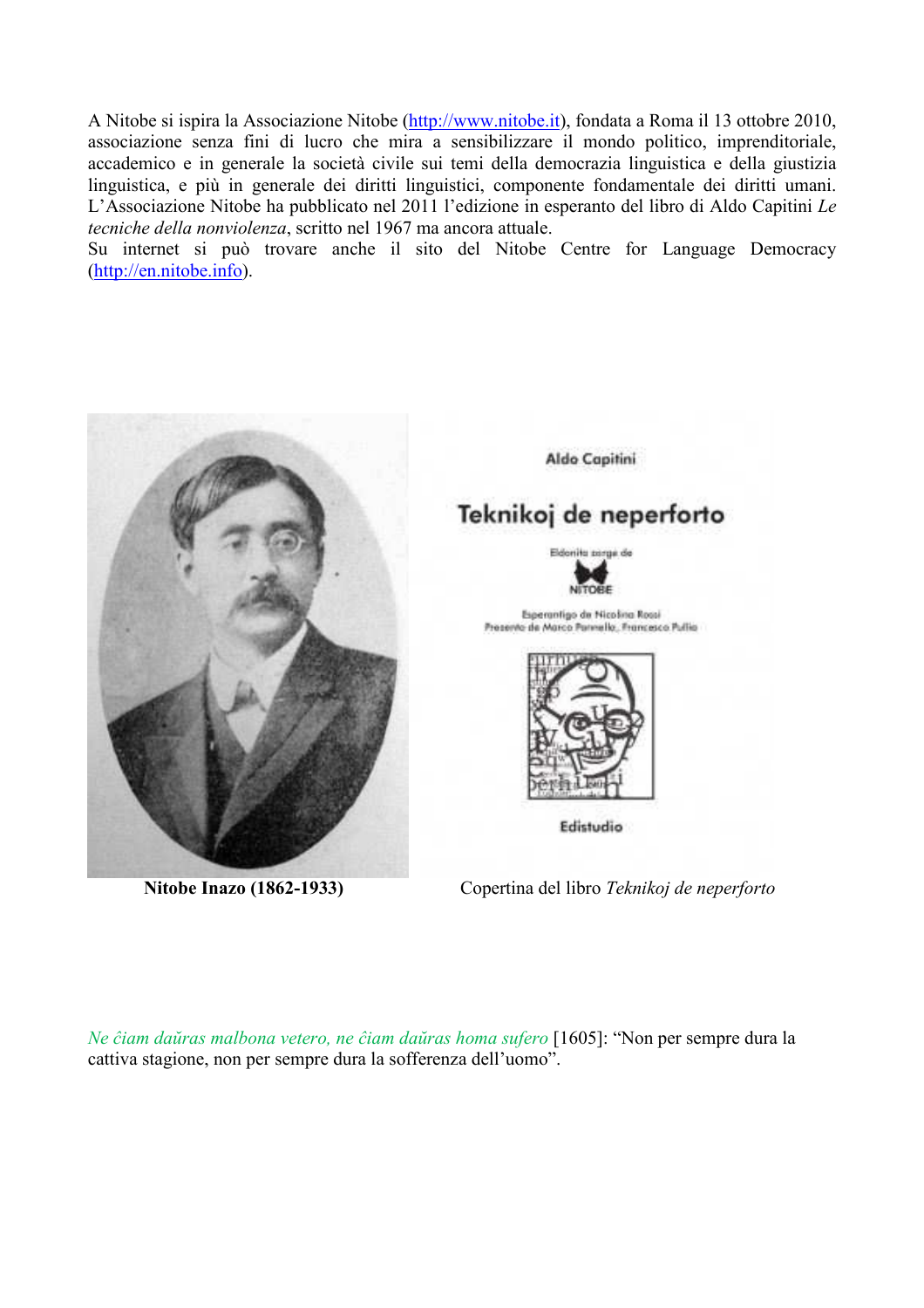A Nitobe si ispira la Associazione Nitobe (http://www.nitobe.it), fondata a Roma il 13 ottobre 2010, associazione senza fini di lucro che mira a sensibilizzare il mondo politico, imprenditoriale, accademico e in generale la società civile sui temi della democrazia linguistica e della giustizia linguistica, e più in generale dei diritti linguistici, componente fondamentale dei diritti umani. L'Associazione Nitobe ha pubblicato nel 2011 l'edizione in esperanto del libro di Aldo Capitini *Le tecniche della nonviolenza*, scritto nel 1967 ma ancora attuale.
Su internet si può trovare anche il sito del Nitobe Centre for Language Democracy (http://en.nitobe.info).

**Nitobe Inazo (1862-1933)**

Copertina del libro *Teknikoj de neperforto*

*Ne ĉiam daŭras malbona vetero, ne ĉiam daŭras homa sufero* [1605]: "Non per sempre dura la cattiva stagione, non per sempre dura la sofferenza dell'uomo".